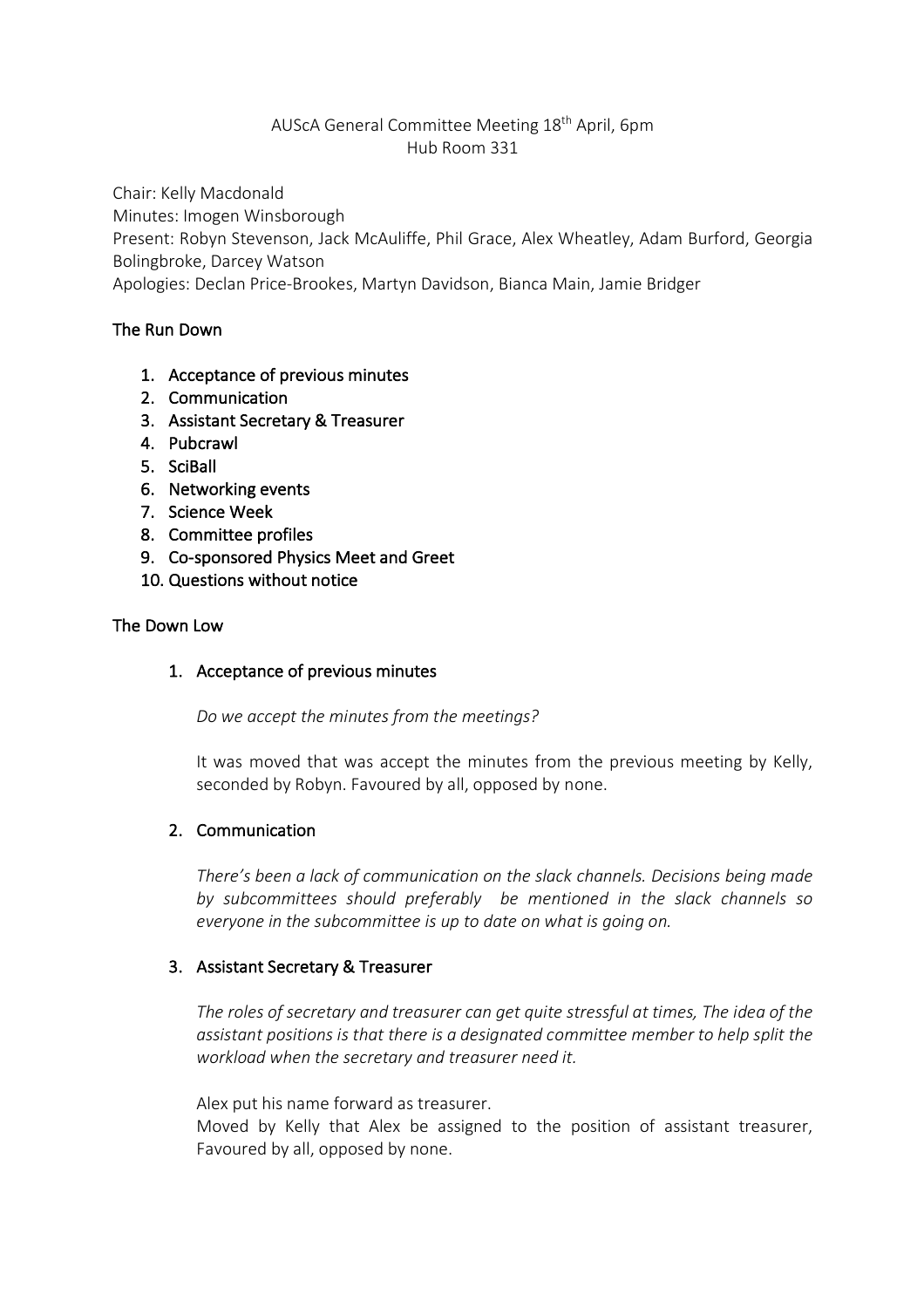AUScA General Committee Meeting 18th April, 6pm
Hub Room 331

Chair: Kelly Macdonald
Minutes: Imogen Winsborough
Present: Robyn Stevenson, Jack McAuliffe, Phil Grace, Alex Wheatley, Adam Burford, Georgia Bolingbroke, Darcey Watson
Apologies: Declan Price-Brookes, Martyn Davidson, Bianca Main, Jamie Bridger

## The Run Down

1. Acceptance of previous minutes
2. Communication
3. Assistant Secretary & Treasurer
4. Pubcrawl
5. SciBall
6. Networking events
7. Science Week
8. Committee profiles
9. Co-sponsored Physics Meet and Greet
10. Questions without notice

## The Down Low

### 1. Acceptance of previous minutes

*Do we accept the minutes from the meetings?*

It was moved that was accept the minutes from the previous meeting by Kelly, seconded by Robyn. Favoured by all, opposed by none.

### 2. Communication

*There's been a lack of communication on the slack channels. Decisions being made by subcommittees should preferably be mentioned in the slack channels so everyone in the subcommittee is up to date on what is going on.*

### 3. Assistant Secretary & Treasurer

*The roles of secretary and treasurer can get quite stressful at times, The idea of the assistant positions is that there is a designated committee member to help split the workload when the secretary and treasurer need it.*

Alex put his name forward as treasurer.
Moved by Kelly that Alex be assigned to the position of assistant treasurer, Favoured by all, opposed by none.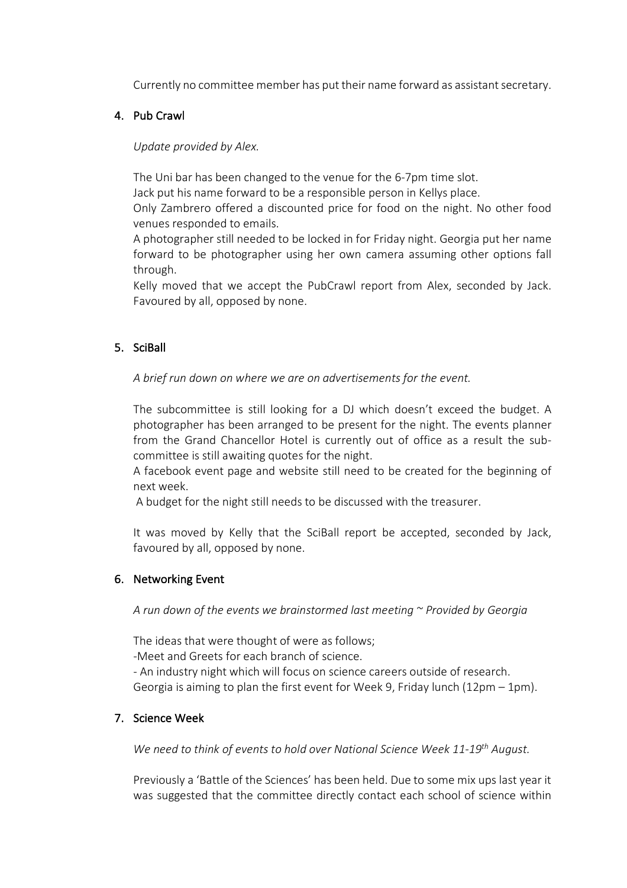Currently no committee member has put their name forward as assistant secretary.

## 4. Pub Crawl

*Update provided by Alex.*

The Uni bar has been changed to the venue for the 6-7pm time slot.
Jack put his name forward to be a responsible person in Kellys place.
Only Zambrero offered a discounted price for food on the night. No other food venues responded to emails.
A photographer still needed to be locked in for Friday night. Georgia put her name forward to be photographer using her own camera assuming other options fall through.
Kelly moved that we accept the PubCrawl report from Alex, seconded by Jack. Favoured by all, opposed by none.

## 5. SciBall

*A brief run down on where we are on advertisements for the event.*

The subcommittee is still looking for a DJ which doesn't exceed the budget. A photographer has been arranged to be present for the night. The events planner from the Grand Chancellor Hotel is currently out of office as a result the sub-committee is still awaiting quotes for the night.
A facebook event page and website still need to be created for the beginning of next week.
A budget for the night still needs to be discussed with the treasurer.

It was moved by Kelly that the SciBall report be accepted, seconded by Jack, favoured by all, opposed by none.

## 6. Networking Event

*A run down of the events we brainstormed last meeting ~ Provided by Georgia*

The ideas that were thought of were as follows;
-Meet and Greets for each branch of science.
- An industry night which will focus on science careers outside of research.
Georgia is aiming to plan the first event for Week 9, Friday lunch (12pm – 1pm).

## 7. Science Week

*We need to think of events to hold over National Science Week 11-19th August.*

Previously a 'Battle of the Sciences' has been held. Due to some mix ups last year it was suggested that the committee directly contact each school of science within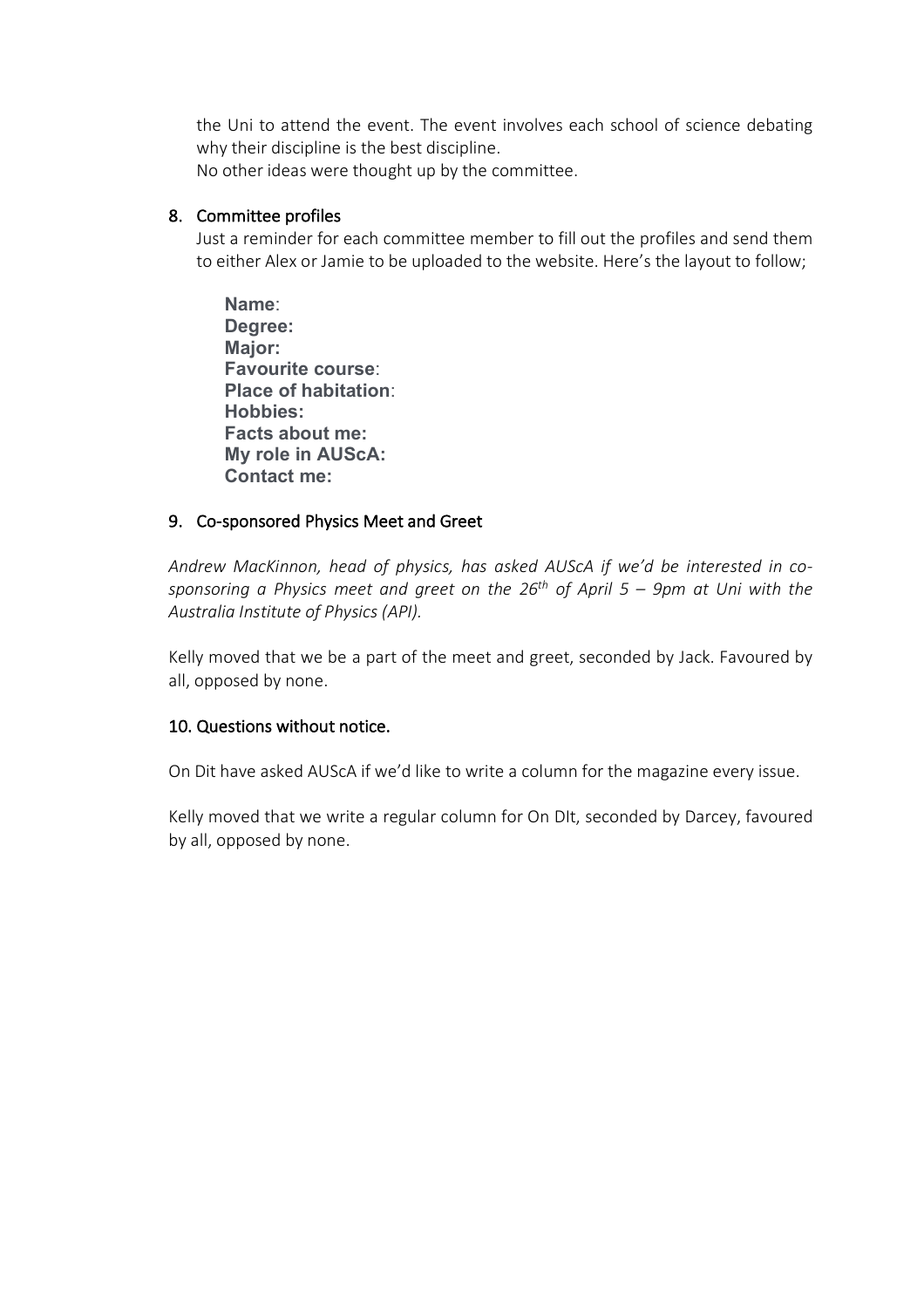the Uni to attend the event. The event involves each school of science debating why their discipline is the best discipline.
No other ideas were thought up by the committee.

## 8. Committee profiles

Just a reminder for each committee member to fill out the profiles and send them to either Alex or Jamie to be uploaded to the website. Here's the layout to follow;

**Name**:
**Degree:**
**Major:**
**Favourite course**:
**Place of habitation**:
**Hobbies:**
**Facts about me:**
**My role in AUScA:**
**Contact me:**

## 9. Co-sponsored Physics Meet and Greet

*Andrew MacKinnon, head of physics, has asked AUScA if we'd be interested in co-sponsoring a Physics meet and greet on the 26th of April 5 – 9pm at Uni with the Australia Institute of Physics (API).*

Kelly moved that we be a part of the meet and greet, seconded by Jack. Favoured by all, opposed by none.

## 10. Questions without notice.

On Dit have asked AUScA if we'd like to write a column for the magazine every issue.

Kelly moved that we write a regular column for On DIt, seconded by Darcey, favoured by all, opposed by none.